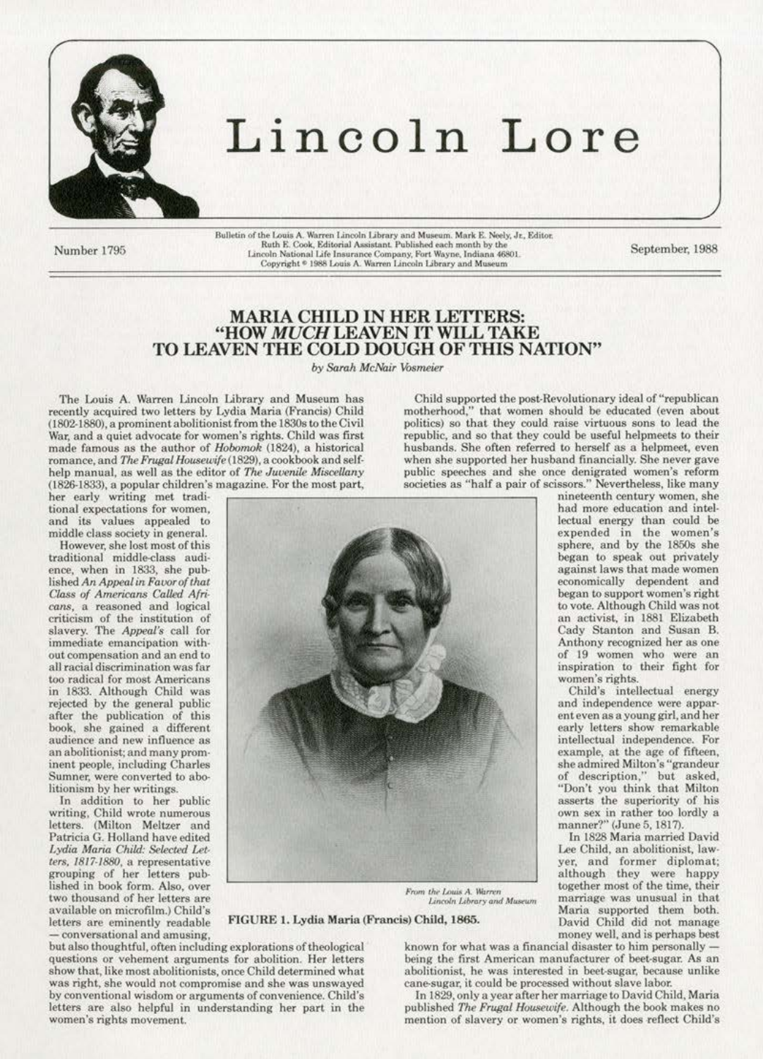# Lincoln Lore

Number 1795

Bulletin of the Louis A. Warren Lincoln Library and Museum. Mark E. Neely, Jr., Editor. Ruth E. Cook, Editorial Assistant. Published each month by the Lincoln National Life Insurance Company, Fort Wayne, Indiana 46801. Copyright © 1988 Louis A. Warren Lincoln Library and Museum

September, 1988

## MARIA CHILD IN HER LETTERS: "HOW *MUCH* LEAVEN IT WILL TAKE TO LEAVEN THE COLD DOUGH OF THIS NATION"

*by Sarah McNair Vosmeier*

The Louis A. Warren Lincoln Library and Museum has recently acquired two letters by Lydia Maria (Francis) Child (1802-1880), a prominent abolitionist from the 1830s to the Civil War, and a quiet advocate for women's rights. Child was first made famous as the author of *Hobomok* (1824), a historical romance, and *The Frugal Housewife* (1829), a cookbook and self-help manual, as well as the editor of *The Juvenile Miscellany* (1826-1833), a popular children's magazine. For the most part, her early writing met traditional expectations for women, and its values appealed to middle class society in general.

However, she lost most of this traditional middle-class audience, when in 1833, she published *An Appeal in Favor of that Class of Americans Called Africans*, a reasoned and logical criticism of the institution of slavery. The *Appeal's* call for immediate emancipation without compensation and an end to all racial discrimination was far too radical for most Americans in 1833. Although Child was rejected by the general public after the publication of this book, she gained a different audience and new influence as an abolitionist; and many prominent people, including Charles Sumner, were converted to abolitionism by her writings.

In addition to her public writing, Child wrote numerous letters. (Milton Meltzer and Patricia G. Holland have edited *Lydia Maria Child: Selected Letters, 1817-1880*, a representative grouping of her letters published in book form. Also, over two thousand of her letters are available on microfilm.) Child's letters are eminently readable — conversational and amusing, but also thoughtful, often including explorations of theological questions or vehement arguments for abolition. Her letters show that, like most abolitionists, once Child determined what was right, she would not compromise and she was unswayed by conventional wisdom or arguments of convenience. Child's letters are also helpful in understanding her part in the women's rights movement.

*From the Louis A. Warren Lincoln Library and Museum*

FIGURE 1. Lydia Maria (Francis) Child, 1865.

Child supported the post-Revolutionary ideal of "republican motherhood," that women should be educated (even about politics) so that they could raise virtuous sons to lead the republic, and so that they could be useful helpmeets to their husbands. She often referred to herself as a helpmeet, even when she supported her husband financially. She never gave public speeches and she once denigrated women's reform societies as "half a pair of scissors." Nevertheless, like many nineteenth century women, she had more education and intellectual energy than could be expended in the women's sphere, and by the 1850s she began to speak out privately against laws that made women economically dependent and began to support women's right to vote. Although Child was not an activist, in 1881 Elizabeth Cady Stanton and Susan B. Anthony recognized her as one of 19 women who were an inspiration to their fight for women's rights.

Child's intellectual energy and independence were apparent even as a young girl, and her early letters show remarkable intellectual independence. For example, at the age of fifteen, she admired Milton's "grandeur of description," but asked, "Don't you think that Milton asserts the superiority of his own sex in rather too lordly a manner?" (June 5, 1817).

In 1828 Maria married David Lee Child, an abolitionist, lawyer, and former diplomat; although they were happy together most of the time, their marriage was unusual in that Maria supported them both. David Child did not manage money well, and is perhaps best known for what was a financial disaster to him personally — being the first American manufacturer of beet-sugar. As an abolitionist, he was interested in beet-sugar, because unlike cane-sugar, it could be processed without slave labor.

In 1829, only a year after her marriage to David Child, Maria published *The Frugal Housewife*. Although the book makes no mention of slavery or women's rights, it does reflect Child's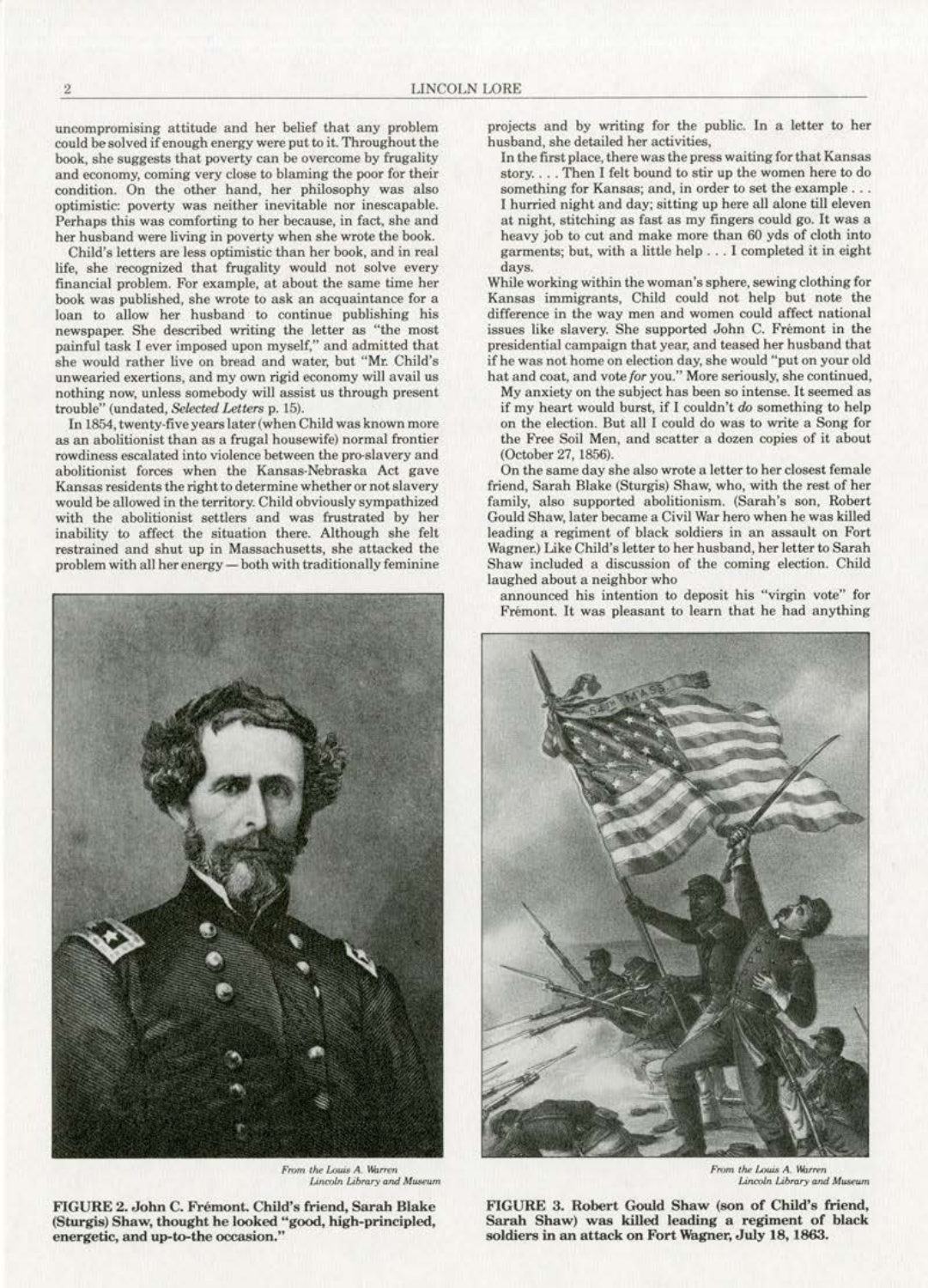uncompromising attitude and her belief that any problem could be solved if enough energy were put to it. Throughout the book, she suggests that poverty can be overcome by frugality and economy, coming very close to blaming the poor for their condition. On the other hand, her philosophy was also optimistic: poverty was neither inevitable nor inescapable. Perhaps this was comforting to her because, in fact, she and her husband were living in poverty when she wrote the book.

Child's letters are less optimistic than her book, and in real life, she recognized that frugality would not solve every financial problem. For example, at about the same time her book was published, she wrote to ask an acquaintance for a loan to allow her husband to continue publishing his newspaper. She described writing the letter as "the most painful task I ever imposed upon myself," and admitted that she would rather live on bread and water, but "Mr. Child's unwearied exertions, and my own rigid economy will avail us nothing now, unless somebody will assist us through present trouble" (undated, *Selected Letters* p. 15).

In 1854, twenty-five years later (when Child was known more as an abolitionist than as a frugal housewife) normal frontier rowdiness escalated into violence between the pro-slavery and abolitionist forces when the Kansas-Nebraska Act gave Kansas residents the right to determine whether or not slavery would be allowed in the territory. Child obviously sympathized with the abolitionist settlers and was frustrated by her inability to affect the situation there. Although she felt restrained and shut up in Massachusetts, she attacked the problem with all her energy — both with traditionally feminine projects and by writing for the public. In a letter to her husband, she detailed her activities,

> In the first place, there was the press waiting for that Kansas story. . . . Then I felt bound to stir up the women here to do something for Kansas; and, in order to set the example . . . I hurried night and day; sitting up here all alone till eleven at night, stitching as fast as my fingers could go. It was a heavy job to cut and make more than 60 yds of cloth into garments; but, with a little help . . . I completed it in eight days.

While working within the woman's sphere, sewing clothing for Kansas immigrants, Child could not help but note the difference in the way men and women could affect national issues like slavery. She supported John C. Frémont in the presidential campaign that year, and teased her husband that if he was not home on election day, she would "put on your old hat and coat, and vote *for* you." More seriously, she continued,

> My anxiety on the subject has been so intense. It seemed as if my heart would burst, if I couldn't *do* something to help on the election. But all I could do was to write a Song for the Free Soil Men, and scatter a dozen copies of it about (October 27, 1856).

On the same day she also wrote a letter to her closest female friend, Sarah Blake (Sturgis) Shaw, who, with the rest of her family, also supported abolitionism. (Sarah's son, Robert Gould Shaw, later became a Civil War hero when he was killed leading a regiment of black soldiers in an assault on Fort Wagner.) Like Child's letter to her husband, her letter to Sarah Shaw included a discussion of the coming election. Child laughed about a neighbor who

> announced his intention to deposit his "virgin vote" for Frémont. It was pleasant to learn that he had anything

*From the Louis A. Warren Lincoln Library and Museum*

**FIGURE 2. John C. Frémont. Child's friend, Sarah Blake (Sturgis) Shaw, thought he looked "good, high-principled, energetic, and up-to-the occasion."**

*From the Louis A. Warren Lincoln Library and Museum*

**FIGURE 3. Robert Gould Shaw (son of Child's friend, Sarah Shaw) was killed leading a regiment of black soldiers in an attack on Fort Wagner, July 18, 1863.**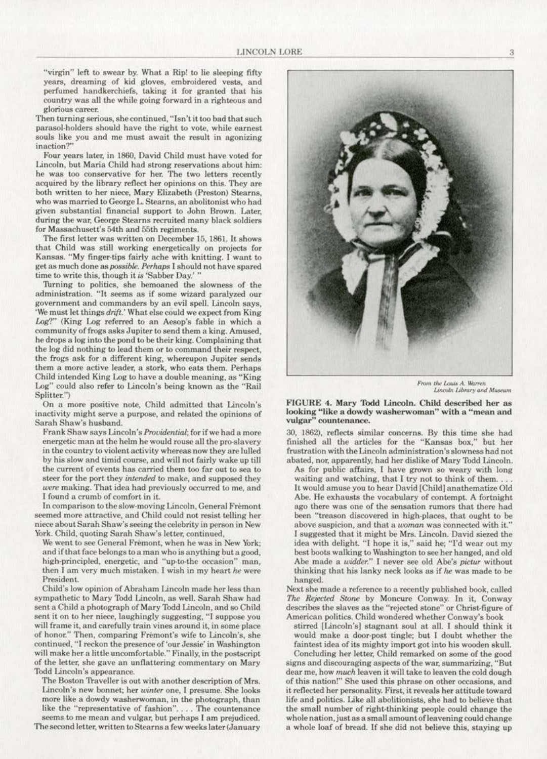"virgin" left to swear by. What a Rip! to lie sleeping fifty years, dreaming of kid gloves, embroidered vests, and perfumed handkerchiefs, taking it for granted that his country was all the while going forward in a righteous and glorious career.

Then turning serious, she continued, "Isn't it too bad that such parasol-holders should have the right to vote, while earnest souls like you and me must await the result in agonizing inaction?"

Four years later, in 1860, David Child must have voted for Lincoln, but Maria Child had strong reservations about him: he was too conservative for her. The two letters recently acquired by the library reflect her opinions on this. They are both written to her niece, Mary Elizabeth (Preston) Stearns, who was married to George L. Stearns, an abolitionist who had given substantial financial support to John Brown. Later, during the war, George Stearns recruited many black soldiers for Massachusett's 54th and 55th regiments.

The first letter was written on December 15, 1861. It shows that Child was still working energetically on projects for Kansas. "My finger-tips fairly ache with knitting. I want to get as much done as *possible*. *Perhaps* I should not have spared time to write this, though it *is* 'Sabber Day.' "

Turning to politics, she bemoaned the slowness of the administration. "It seems as if some wizard paralyzed our government and commanders by an evil spell. Lincoln says, 'We must let things *drift*.' What else could we expect from King *Log*?" (King Log referred to an Aesop's fable in which a community of frogs asks Jupiter to send them a king. Amused, he drops a log into the pond to be their king. Complaining that the log did nothing to lead them or to command their respect, the frogs ask for a different king, whereupon Jupiter sends them a more active leader, a stork, who eats them. Perhaps Child intended King Log to have a double meaning, as "King Log" could also refer to Lincoln's being known as the "Rail Splitter.")

On a more positive note, Child admitted that Lincoln's inactivity might serve a purpose, and related the opinions of Sarah Shaw's husband.

> Frank Shaw says Lincoln's *Providential*; for if we had a more energetic man at the helm he would rouse all the pro-slavery in the country to violent activity whereas now they are lulled by his slow and timid course, and will not fairly wake up till the current of events has carried them too far out to sea to steer for the port they *intended* to make, and supposed they *were* making. That idea had previously occurred to me, and I found a crumb of comfort in it.

In comparison to the slow-moving Lincoln, General Frèmont seemed more attractive, and Child could not resist telling her niece about Sarah Shaw's seeing the celebrity in person in New York. Child, quoting Sarah Shaw's letter, continued,

> We went to see General Frèmont, when he was in New York; and if that face belongs to a man who is anything but a good, high-principled, energetic, and "up-to-the occasion" man, then I am very much mistaken. I wish in my heart *he* were President.

Child's low opinion of Abraham Lincoln made her less than sympathetic to Mary Todd Lincoln, as well. Sarah Shaw had sent a Child a photograph of Mary Todd Lincoln, and so Child sent it on to her niece, laughingly suggesting, "I suppose you will frame it, and carefully train vines around it, in some place of honor." Then, comparing Frèmont's wife to Lincoln's, she continued, "I reckon the presence of 'our Jessie' in Washington will make her a little uncomfortable." Finally, in the postscript of the letter, she gave an unflattering commentary on Mary Todd Lincoln's appearance.

> The Boston Traveller is out with another description of Mrs. Lincoln's new bonnet; her *winter* one, I presume. She looks more like a dowdy washerwoman, in the photograph, than like the "representative of fashion". . . . The countenance seems to me mean and vulgar, but perhaps I am prejudiced.

From the Louis A. Warren Lincoln Library and Museum

**FIGURE 4. Mary Todd Lincoln. Child described her as looking "like a dowdy washerwoman" with a "mean and vulgar" countenance.**

The second letter, written to Stearns a few weeks later (January 30, 1862), reflects similar concerns. By this time she had finished all the articles for the "Kansas box," but her frustration with the Lincoln administration's slowness had not abated, nor, apparently, had her dislike of Mary Todd Lincoln.

> As for public affairs, I have grown so weary with long waiting and watching, that I try not to think of them. . . . It would amuse you to hear David [Child] anathematize Old Abe. He exhausts the vocabulary of contempt. A fortnight ago there was one of the sensation rumors that there had been "treason discovered in high-places, that ought to be above suspicion, and that a *woman* was connected with it." I suggested that it might be Mrs. Lincoln. David seized the idea with delight. "I hope it is," said he; "I'd wear out my best boots walking to Washington to see her hanged, and old Abe made a *widder*." I never see old Abe's *pictur* without thinking that his lanky neck looks as if *he* was made to be hanged.

Next she made a reference to a recently published book, called *The Rejected Stone* by Moncure Conway. In it, Conway describes the slaves as the "rejected stone" or Christ-figure of American politics. Child wondered whether Conway's book

> stirred [Lincoln's] stagnant soul at all. I should think it would make a door-post tingle; but I doubt whether the faintest idea of its mighty import got into his wooden skull.

Concluding her letter, Child remarked on some of the good signs and discouraging aspects of the war, summarizing, "But dear me, how *much* leaven it will take to leaven the cold dough of this nation!" She used this phrase on other occasions, and it reflected her personality. First, it reveals her attitude toward life and politics. Like all abolitionists, she had to believe that the small number of right-thinking people could change the whole nation, just as a small amount of leavening could change a whole loaf of bread. If she did not believe this, staying up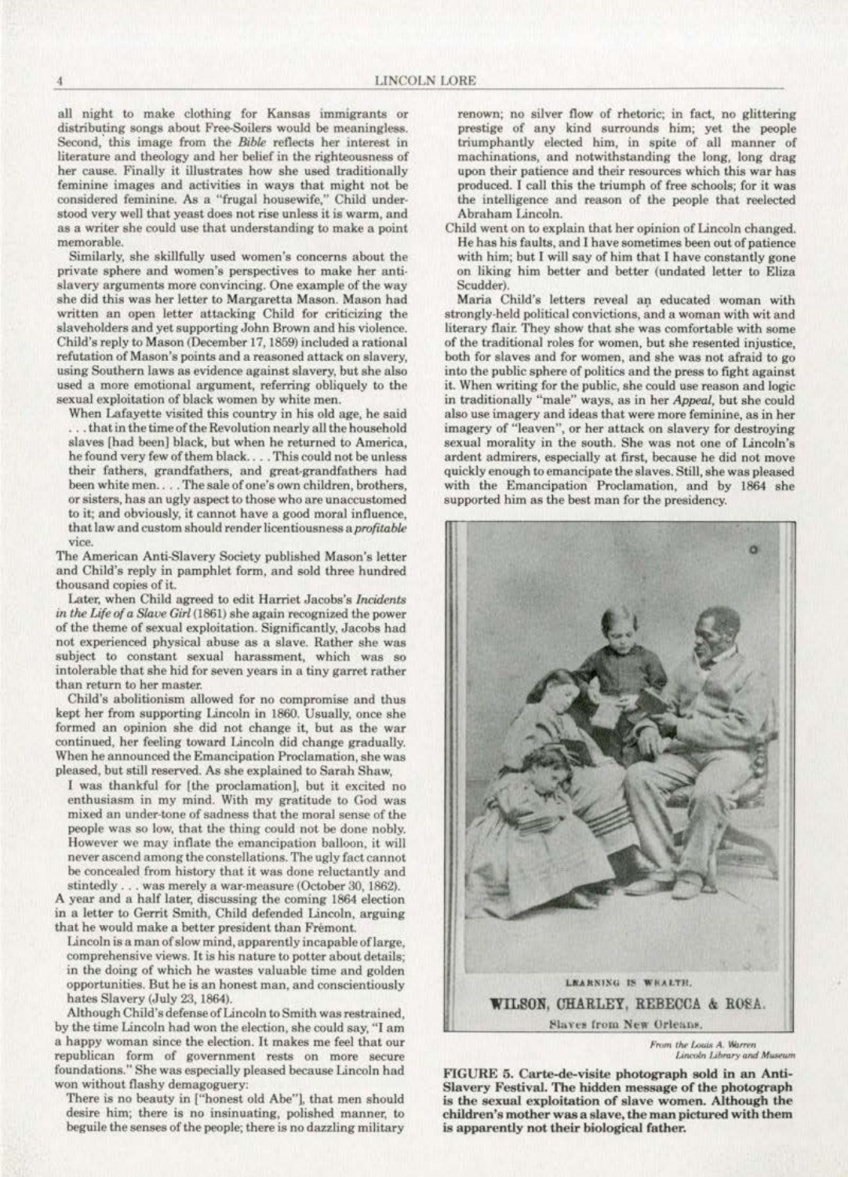all night to make clothing for Kansas immigrants or distributing songs about Free-Soilers would be meaningless. Second, this image from the *Bible* reflects her interest in literature and theology and her belief in the righteousness of her cause. Finally it illustrates how she used traditionally feminine images and activities in ways that might not be considered feminine. As a "frugal housewife," Child understood very well that yeast does not rise unless it is warm, and as a writer she could use that understanding to make a point memorable.

Similarly, she skillfully used women's concerns about the private sphere and women's perspectives to make her anti-slavery arguments more convincing. One example of the way she did this was her letter to Margaretta Mason. Mason had written an open letter attacking Child for criticizing the slaveholders and yet supporting John Brown and his violence. Child's reply to Mason (December 17, 1859) included a rational refutation of Mason's points and a reasoned attack on slavery, using Southern laws as evidence against slavery, but she also used a more emotional argument, referring obliquely to the sexual exploitation of black women by white men.

> When Lafayette visited this country in his old age, he said . . . that in the time of the Revolution nearly all the household slaves [had been] black, but when he returned to America, he found very few of them black. . . . This could not be unless their fathers, grandfathers, and great-grandfathers had been white men. . . . The sale of one's own children, brothers, or sisters, has an ugly aspect to those who are unaccustomed to it; and obviously, it cannot have a good moral influence, that law and custom should render licentiousness a *profitable* vice.

The American Anti-Slavery Society published Mason's letter and Child's reply in pamphlet form, and sold three hundred thousand copies of it.

Later, when Child agreed to edit Harriet Jacobs's *Incidents in the Life of a Slave Girl* (1861) she again recognized the power of the theme of sexual exploitation. Significantly, Jacobs had not experienced physical abuse as a slave. Rather she was subject to constant sexual harassment, which was so intolerable that she hid for seven years in a tiny garret rather than return to her master.

Child's abolitionism allowed for no compromise and thus kept her from supporting Lincoln in 1860. Usually, once she formed an opinion she did not change it, but as the war continued, her feeling toward Lincoln did change gradually. When he announced the Emancipation Proclamation, she was pleased, but still reserved. As she explained to Sarah Shaw,

> I was thankful for [the proclamation], but it excited no enthusiasm in my mind. With my gratitude to God was mixed an under-tone of sadness that the moral sense of the people was so low, that the thing could not be done nobly. However we may inflate the emancipation balloon, it will never ascend among the constellations. The ugly fact cannot be concealed from history that it was done reluctantly and stintedly . . . was merely a war-measure (October 30, 1862).

A year and a half later, discussing the coming 1864 election in a letter to Gerrit Smith, Child defended Lincoln, arguing that he would make a better president than Frémont.

> Lincoln is a man of slow mind, apparently incapable of large, comprehensive views. It is his nature to potter about details; in the doing of which he wastes valuable time and golden opportunities. But he is an honest man, and conscientiously hates Slavery (July 23, 1864).

Although Child's defense of Lincoln to Smith was restrained, by the time Lincoln had won the election, she could say, "I am a happy woman since the election. It makes me feel that our republican form of government rests on more secure foundations." She was especially pleased because Lincoln had won without flashy demagoguery:

> There is no beauty in ["honest old Abe"], that men should desire him; there is no insinuating, polished manner, to beguile the senses of the people; there is no dazzling military renown; no silver flow of rhetoric; in fact, no glittering prestige of any kind surrounds him; yet the people triumphantly elected him, in spite of all manner of machinations, and notwithstanding the long, long drag upon their patience and their resources which this war has produced. I call this the triumph of free schools; for it was the intelligence and reason of the people that reelected Abraham Lincoln.

Child went on to explain that her opinion of Lincoln changed.

> He has his faults, and I have sometimes been out of patience with him; but I will say of him that I have constantly gone on liking him better and better (undated letter to Eliza Scudder).

Maria Child's letters reveal an educated woman with strongly-held political convictions, and a woman with wit and literary flair. They show that she was comfortable with some of the traditional roles for women, but she resented injustice, both for slaves and for women, and she was not afraid to go into the public sphere of politics and the press to fight against it. When writing for the public, she could use reason and logic in traditionally "male" ways, as in her *Appeal*, but she could also use imagery and ideas that were more feminine, as in her imagery of "leaven", or her attack on slavery for destroying sexual morality in the south. She was not one of Lincoln's ardent admirers, especially at first, because he did not move quickly enough to emancipate the slaves. Still, she was pleased with the Emancipation Proclamation, and by 1864 she supported him as the best man for the presidency.

LEARNING IS WEALTH.

WILSON, CHARLEY, REBECCA & ROSA.

Slaves from New Orleans.

*From the Louis A. Warren Lincoln Library and Museum*

**FIGURE 5. Carte-de-visite photograph sold in an Anti-Slavery Festival. The hidden message of the photograph is the sexual exploitation of slave women. Although the children's mother was a slave, the man pictured with them is apparently not their biological father.**